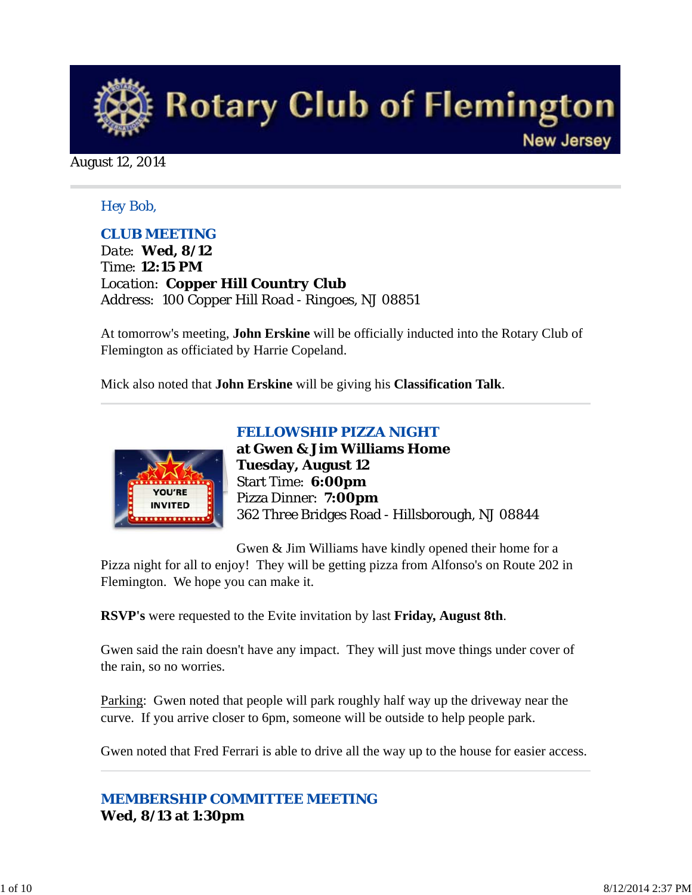# Rotary Club of Flemington
New Jersey

August 12, 2014

Hey Bob,

## CLUB MEETING

Date: **Wed, 8/12**
Time: **12:15 PM**
Location: **Copper Hill Country Club**
Address: 100 Copper Hill Road - Ringoes, NJ 08851

At tomorrow's meeting, **John Erskine** will be officially inducted into the Rotary Club of Flemington as officiated by Harrie Copeland.

Mick also noted that **John Erskine** will be giving his **Classification Talk**.

## FELLOWSHIP PIZZA NIGHT

**at Gwen & Jim Williams Home**
**Tuesday, August 12**
Start Time: **6:00pm**
Pizza Dinner: **7:00pm**
362 Three Bridges Road - Hillsborough, NJ 08844

Gwen & Jim Williams have kindly opened their home for a Pizza night for all to enjoy! They will be getting pizza from Alfonso's on Route 202 in Flemington. We hope you can make it.

**RSVP's** were requested to the Evite invitation by last **Friday, August 8th**.

Gwen said the rain doesn't have any impact. They will just move things under cover of the rain, so no worries.

Parking: Gwen noted that people will park roughly half way up the driveway near the curve. If you arrive closer to 6pm, someone will be outside to help people park.

Gwen noted that Fred Ferrari is able to drive all the way up to the house for easier access.

## MEMBERSHIP COMMITTEE MEETING

**Wed, 8/13 at 1:30pm**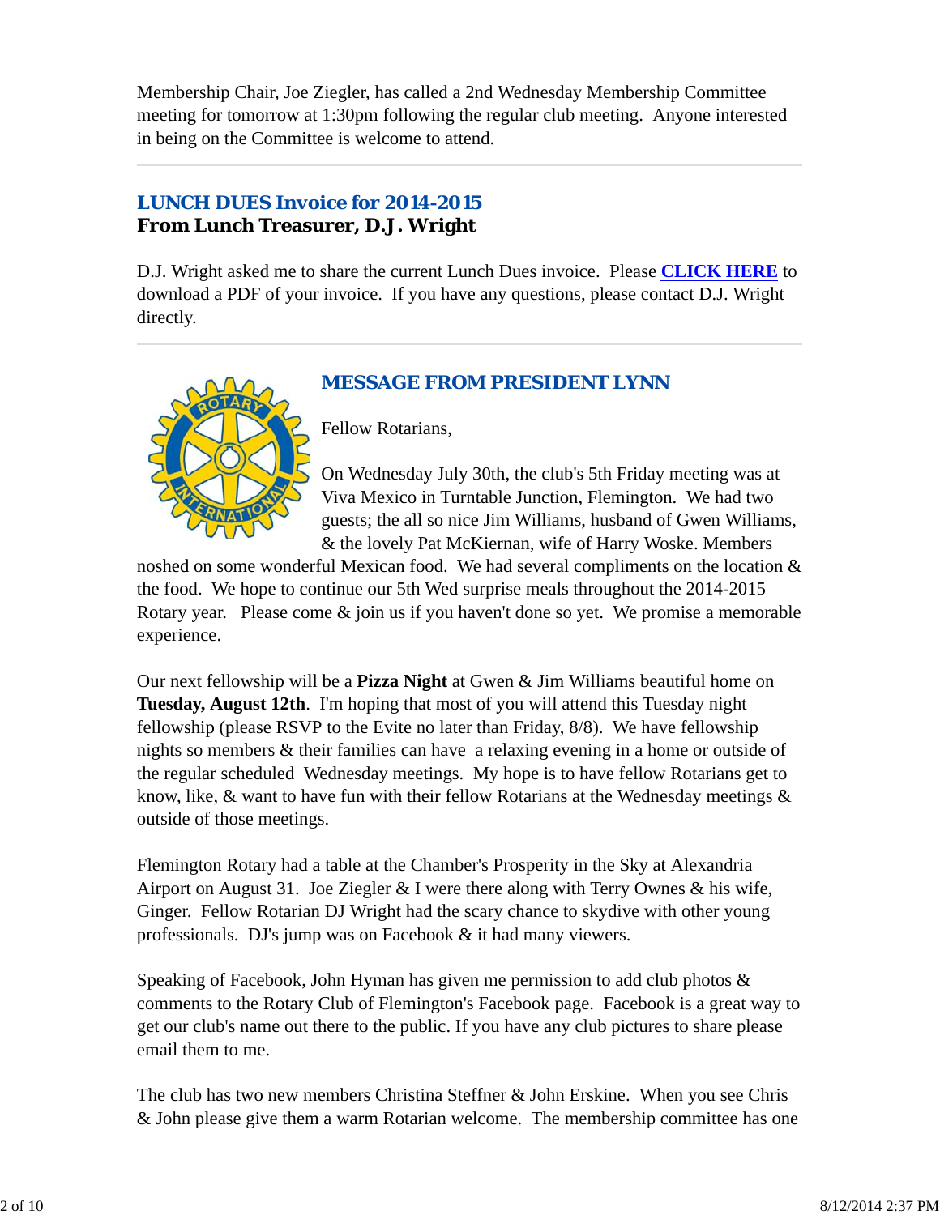Membership Chair, Joe Ziegler, has called a 2nd Wednesday Membership Committee meeting for tomorrow at 1:30pm following the regular club meeting. Anyone interested in being on the Committee is welcome to attend.

---

## LUNCH DUES Invoice for 2014-2015

### From Lunch Treasurer, D.J. Wright

D.J. Wright asked me to share the current Lunch Dues invoice. Please **CLICK HERE** to download a PDF of your invoice. If you have any questions, please contact D.J. Wright directly.

---

## MESSAGE FROM PRESIDENT LYNN

Fellow Rotarians,

On Wednesday July 30th, the club's 5th Friday meeting was at Viva Mexico in Turntable Junction, Flemington. We had two guests; the all so nice Jim Williams, husband of Gwen Williams, & the lovely Pat McKiernan, wife of Harry Woske. Members noshed on some wonderful Mexican food. We had several compliments on the location & the food. We hope to continue our 5th Wed surprise meals throughout the 2014-2015 Rotary year. Please come & join us if you haven't done so yet. We promise a memorable experience.

Our next fellowship will be a **Pizza Night** at Gwen & Jim Williams beautiful home on **Tuesday, August 12th**. I'm hoping that most of you will attend this Tuesday night fellowship (please RSVP to the Evite no later than Friday, 8/8). We have fellowship nights so members & their families can have a relaxing evening in a home or outside of the regular scheduled Wednesday meetings. My hope is to have fellow Rotarians get to know, like, & want to have fun with their fellow Rotarians at the Wednesday meetings & outside of those meetings.

Flemington Rotary had a table at the Chamber's Prosperity in the Sky at Alexandria Airport on August 31. Joe Ziegler & I were there along with Terry Ownes & his wife, Ginger. Fellow Rotarian DJ Wright had the scary chance to skydive with other young professionals. DJ's jump was on Facebook & it had many viewers.

Speaking of Facebook, John Hyman has given me permission to add club photos & comments to the Rotary Club of Flemington's Facebook page. Facebook is a great way to get our club's name out there to the public. If you have any club pictures to share please email them to me.

The club has two new members Christina Steffner & John Erskine. When you see Chris & John please give them a warm Rotarian welcome. The membership committee has one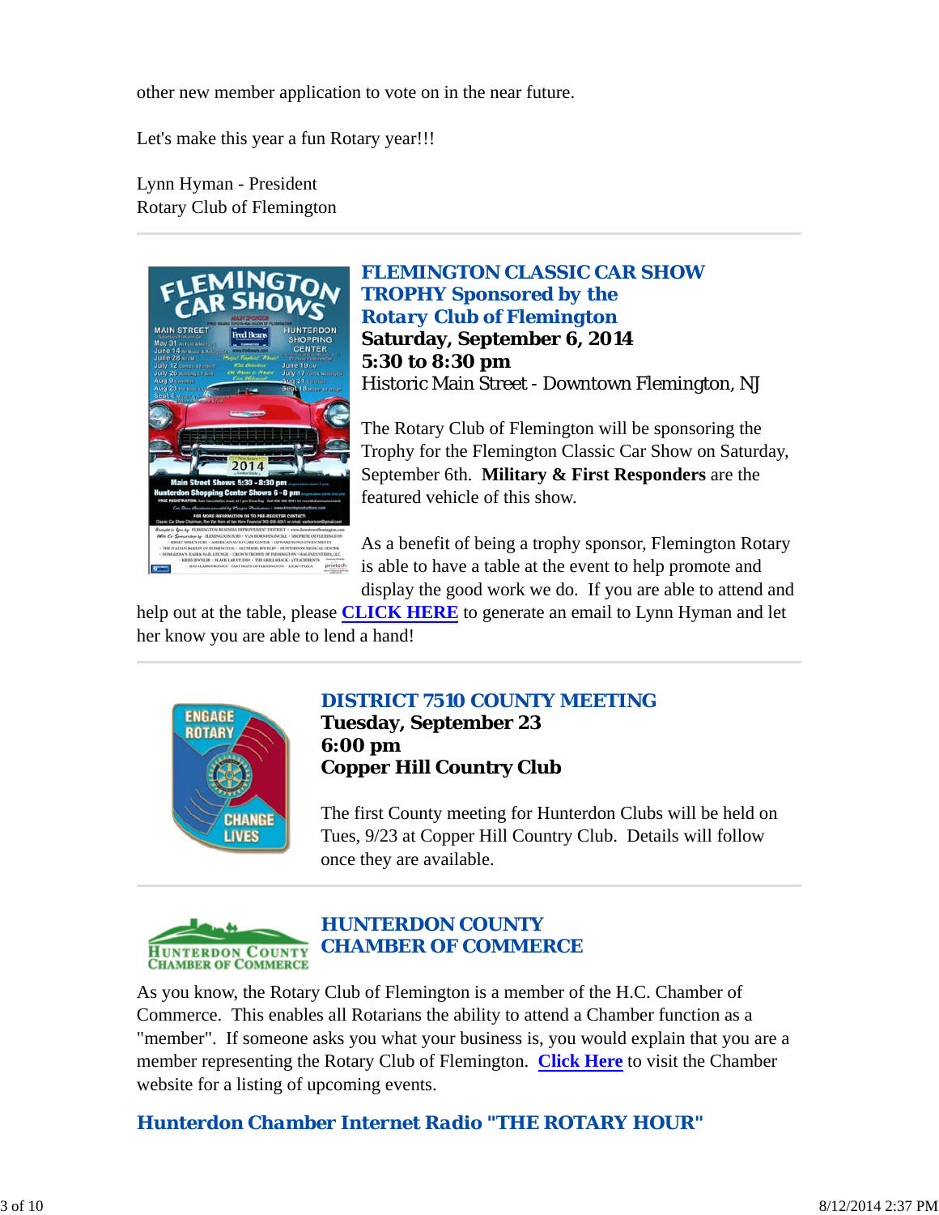other new member application to vote on in the near future.

Let's make this year a fun Rotary year!!!

Lynn Hyman - President
Rotary Club of Flemington

---

### *FLEMINGTON CLASSIC CAR SHOW TROPHY Sponsored by the Rotary Club of Flemington*

**Saturday, September 6, 2014**
**5:30 to 8:30 pm**
Historic Main Street - Downtown Flemington, NJ

The Rotary Club of Flemington will be sponsoring the Trophy for the Flemington Classic Car Show on Saturday, September 6th. **Military & First Responders** are the featured vehicle of this show.

As a benefit of being a trophy sponsor, Flemington Rotary is able to have a table at the event to help promote and display the good work we do. If you are able to attend and help out at the table, please **CLICK HERE** to generate an email to Lynn Hyman and let her know you are able to lend a hand!

---

### *DISTRICT 7510 COUNTY MEETING*

**Tuesday, September 23**
**6:00 pm**
**Copper Hill Country Club**

The first County meeting for Hunterdon Clubs will be held on Tues, 9/23 at Copper Hill Country Club. Details will follow once they are available.

---

### *HUNTERDON COUNTY CHAMBER OF COMMERCE*

As you know, the Rotary Club of Flemington is a member of the H.C. Chamber of Commerce. This enables all Rotarians the ability to attend a Chamber function as a "member". If someone asks you what your business is, you would explain that you are a member representing the Rotary Club of Flemington. **Click Here** to visit the Chamber website for a listing of upcoming events.

### *Hunterdon Chamber Internet Radio "THE ROTARY HOUR"*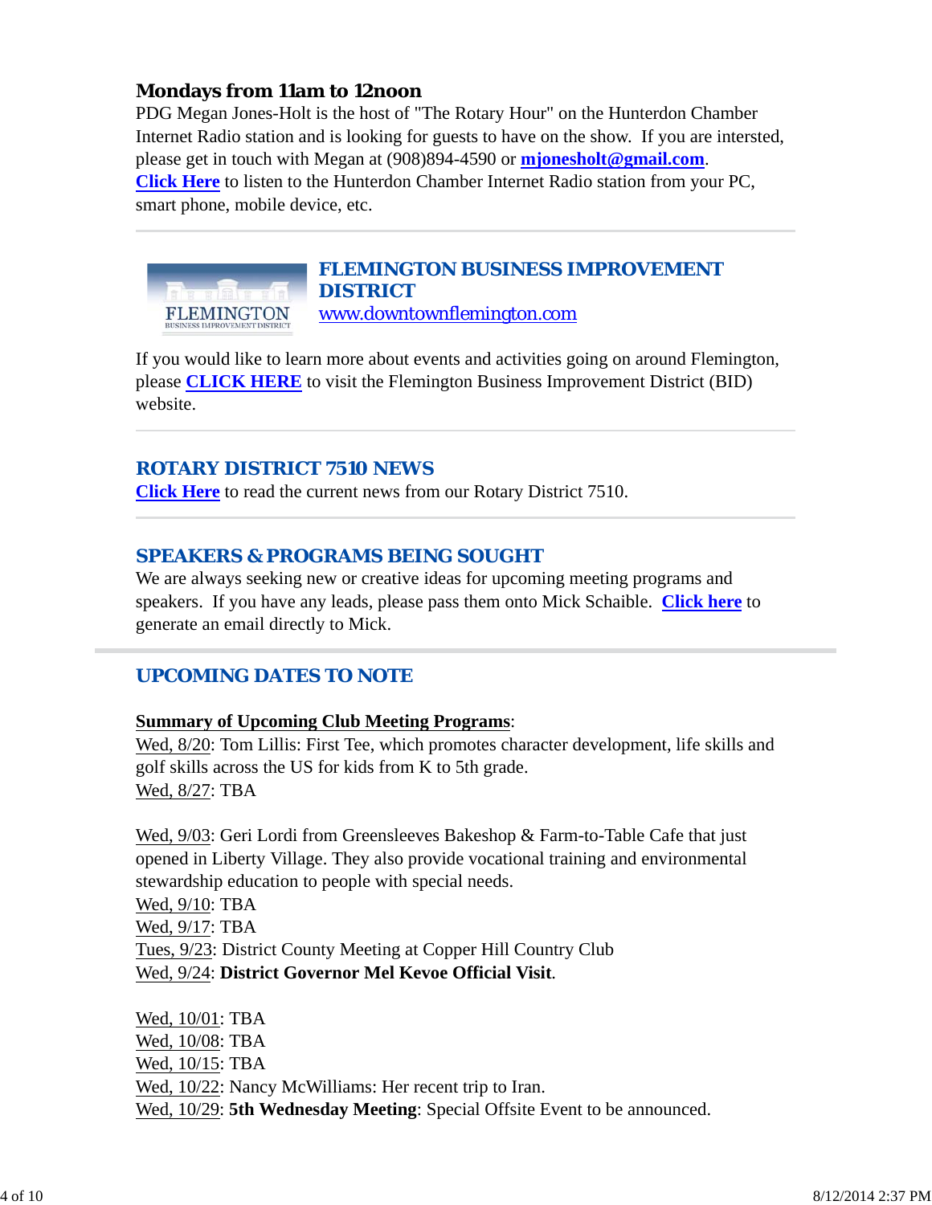### Mondays from 11am to 12noon

PDG Megan Jones-Holt is the host of "The Rotary Hour" on the Hunterdon Chamber Internet Radio station and is looking for guests to have on the show. If you are intersted, please get in touch with Megan at (908)894-4590 or **mjonesholt@gmail.com**. **Click Here** to listen to the Hunterdon Chamber Internet Radio station from your PC, smart phone, mobile device, etc.

---

## FLEMINGTON BUSINESS IMPROVEMENT DISTRICT

www.downtownflemington.com

If you would like to learn more about events and activities going on around Flemington, please **CLICK HERE** to visit the Flemington Business Improvement District (BID) website.

---

## ROTARY DISTRICT 7510 NEWS

**Click Here** to read the current news from our Rotary District 7510.

---

## SPEAKERS & PROGRAMS BEING SOUGHT

We are always seeking new or creative ideas for upcoming meeting programs and speakers. If you have any leads, please pass them onto Mick Schaible. **Click here** to generate an email directly to Mick.

---

## UPCOMING DATES TO NOTE

**Summary of Upcoming Club Meeting Programs**:

Wed, 8/20: Tom Lillis: First Tee, which promotes character development, life skills and golf skills across the US for kids from K to 5th grade.
Wed, 8/27: TBA

Wed, 9/03: Geri Lordi from Greensleeves Bakeshop & Farm-to-Table Cafe that just opened in Liberty Village. They also provide vocational training and environmental stewardship education to people with special needs.
Wed, 9/10: TBA
Wed, 9/17: TBA
Tues, 9/23: District County Meeting at Copper Hill Country Club
Wed, 9/24: **District Governor Mel Kevoe Official Visit**.

Wed, 10/01: TBA
Wed, 10/08: TBA
Wed, 10/15: TBA
Wed, 10/22: Nancy McWilliams: Her recent trip to Iran.
Wed, 10/29: **5th Wednesday Meeting**: Special Offsite Event to be announced.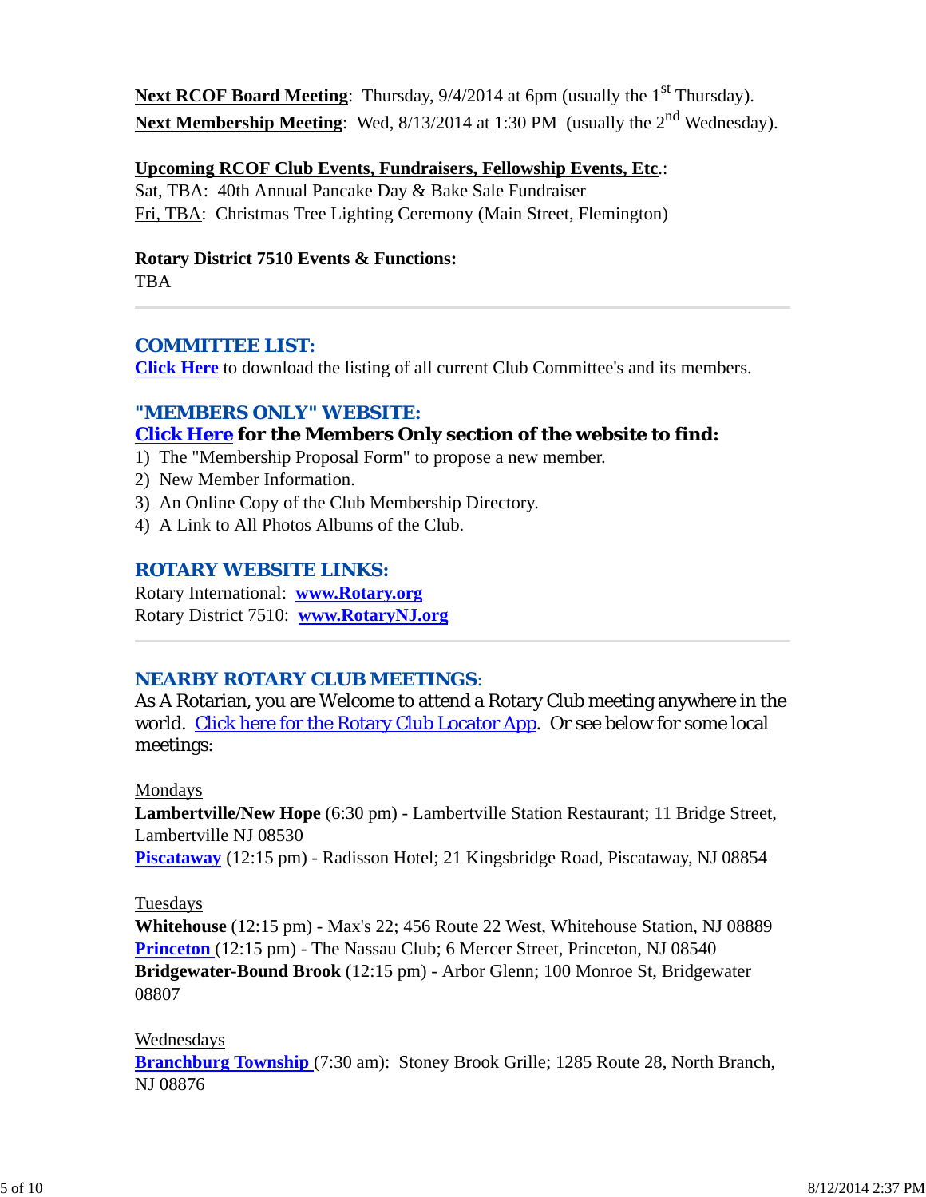**Next RCOF Board Meeting**: Thursday, 9/4/2014 at 6pm (usually the 1st Thursday).
**Next Membership Meeting**: Wed, 8/13/2014 at 1:30 PM (usually the 2nd Wednesday).

**Upcoming RCOF Club Events, Fundraisers, Fellowship Events, Etc.**:
Sat, TBA: 40th Annual Pancake Day & Bake Sale Fundraiser
Fri, TBA: Christmas Tree Lighting Ceremony (Main Street, Flemington)

**Rotary District 7510 Events & Functions:**
TBA

---

## COMMITTEE LIST:

**Click Here** to download the listing of all current Club Committee's and its members.

## "MEMBERS ONLY" WEBSITE:

**Click Here for the Members Only section of the website to find:**

1) The "Membership Proposal Form" to propose a new member.
2) New Member Information.
3) An Online Copy of the Club Membership Directory.
4) A Link to All Photos Albums of the Club.

## ROTARY WEBSITE LINKS:

Rotary International: **www.Rotary.org**
Rotary District 7510: **www.RotaryNJ.org**

---

## NEARBY ROTARY CLUB MEETINGS:

As A Rotarian, you are Welcome to attend a Rotary Club meeting anywhere in the world. Click here for the Rotary Club Locator App. Or see below for some local meetings:

Mondays
**Lambertville/New Hope** (6:30 pm) - Lambertville Station Restaurant; 11 Bridge Street, Lambertville NJ 08530
**Piscataway** (12:15 pm) - Radisson Hotel; 21 Kingsbridge Road, Piscataway, NJ 08854

Tuesdays
**Whitehouse** (12:15 pm) - Max's 22; 456 Route 22 West, Whitehouse Station, NJ 08889
**Princeton** (12:15 pm) - The Nassau Club; 6 Mercer Street, Princeton, NJ 08540
**Bridgewater-Bound Brook** (12:15 pm) - Arbor Glenn; 100 Monroe St, Bridgewater 08807

Wednesdays
**Branchburg Township** (7:30 am): Stoney Brook Grille; 1285 Route 28, North Branch, NJ 08876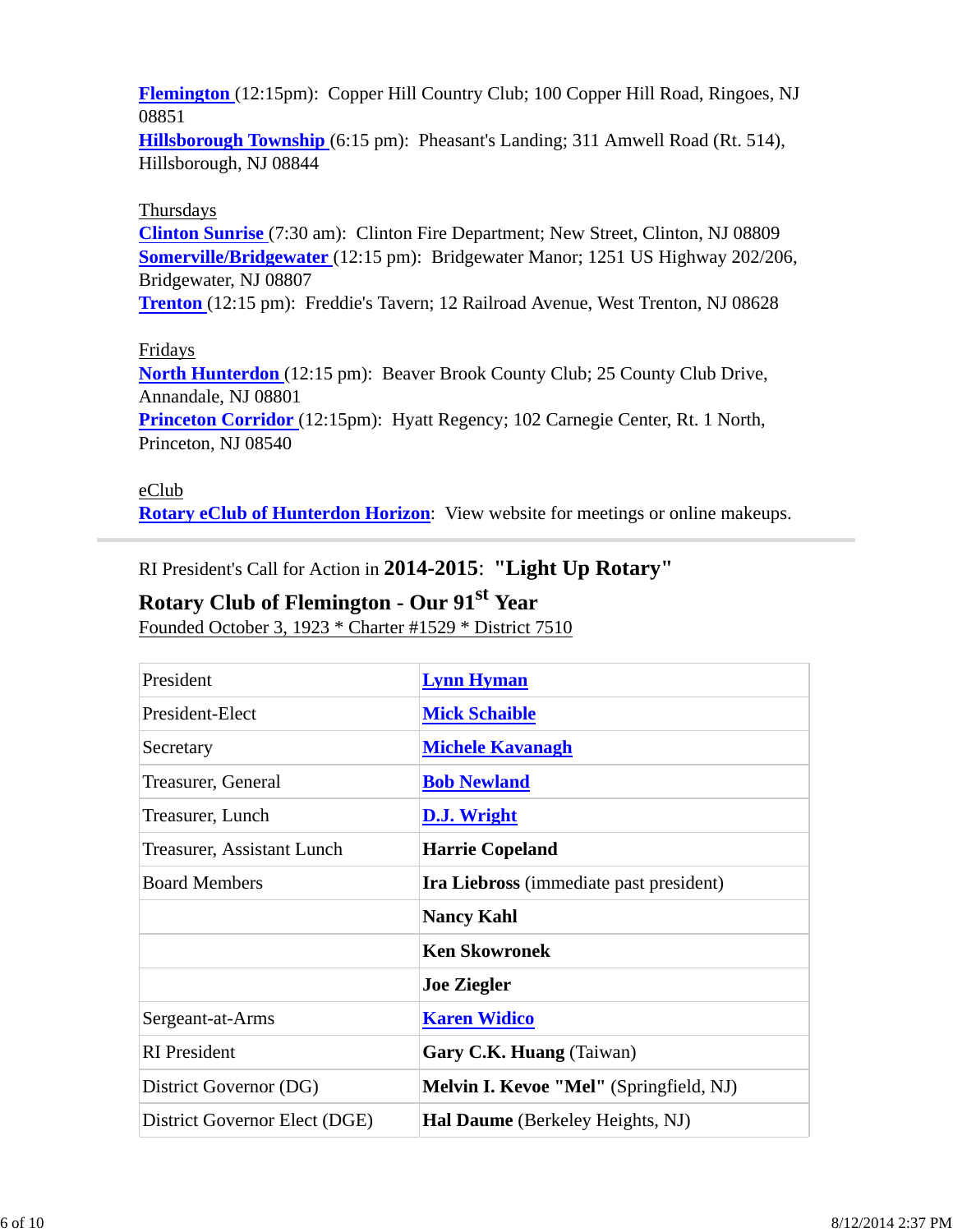**Flemington** (12:15pm): Copper Hill Country Club; 100 Copper Hill Road, Ringoes, NJ 08851
**Hillsborough Township** (6:15 pm): Pheasant's Landing; 311 Amwell Road (Rt. 514), Hillsborough, NJ 08844

Thursdays
**Clinton Sunrise** (7:30 am): Clinton Fire Department; New Street, Clinton, NJ 08809
**Somerville/Bridgewater** (12:15 pm): Bridgewater Manor; 1251 US Highway 202/206, Bridgewater, NJ 08807
**Trenton** (12:15 pm): Freddie's Tavern; 12 Railroad Avenue, West Trenton, NJ 08628

Fridays
**North Hunterdon** (12:15 pm): Beaver Brook County Club; 25 County Club Drive, Annandale, NJ 08801
**Princeton Corridor** (12:15pm): Hyatt Regency; 102 Carnegie Center, Rt. 1 North, Princeton, NJ 08540

eClub
**Rotary eClub of Hunterdon Horizon**: View website for meetings or online makeups.

---

RI President's Call for Action in **2014-2015**: **"Light Up Rotary"**

**Rotary Club of Flemington - Our 91st Year**

Founded October 3, 1923 * Charter #1529 * District 7510

| | |
|---|---|
| President | **Lynn Hyman** |
| President-Elect | **Mick Schaible** |
| Secretary | **Michele Kavanagh** |
| Treasurer, General | **Bob Newland** |
| Treasurer, Lunch | **D.J. Wright** |
| Treasurer, Assistant Lunch | **Harrie Copeland** |
| Board Members | **Ira Liebross** (immediate past president) |
| | **Nancy Kahl** |
| | **Ken Skowronek** |
| | **Joe Ziegler** |
| Sergeant-at-Arms | **Karen Widico** |
| RI President | **Gary C.K. Huang** (Taiwan) |
| District Governor (DG) | **Melvin I. Kevoe "Mel"** (Springfield, NJ) |
| District Governor Elect (DGE) | **Hal Daume** (Berkeley Heights, NJ) |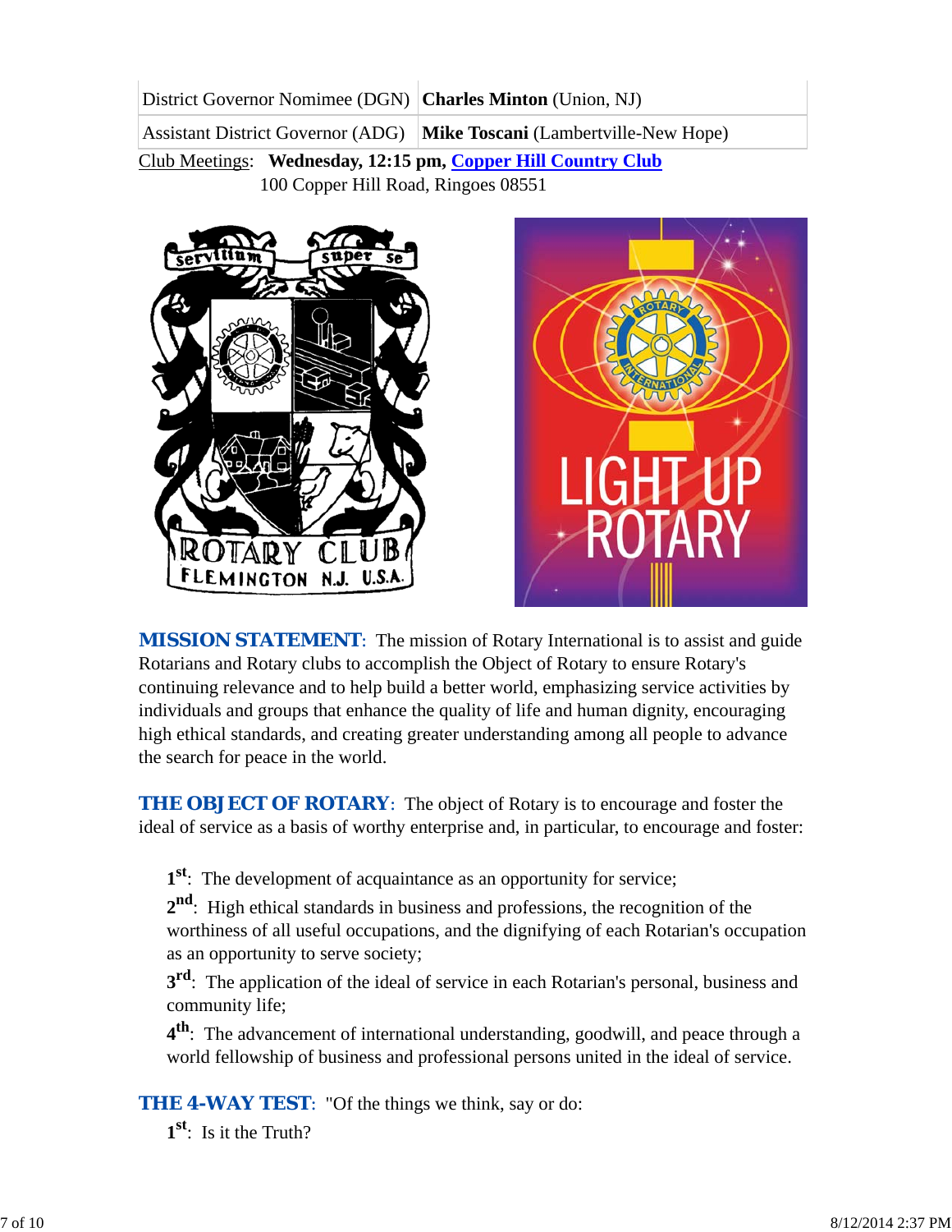| District Governor Nominee (DGN) | **Charles Minton** (Union, NJ) |
|---|---|
| Assistant District Governor (ADG) | **Mike Toscani** (Lambertville-New Hope) |

Club Meetings: **Wednesday, 12:15 pm, Copper Hill Country Club**
100 Copper Hill Road, Ringoes 08551

**MISSION STATEMENT**: The mission of Rotary International is to assist and guide Rotarians and Rotary clubs to accomplish the Object of Rotary to ensure Rotary's continuing relevance and to help build a better world, emphasizing service activities by individuals and groups that enhance the quality of life and human dignity, encouraging high ethical standards, and creating greater understanding among all people to advance the search for peace in the world.

**THE OBJECT OF ROTARY**: The object of Rotary is to encourage and foster the ideal of service as a basis of worthy enterprise and, in particular, to encourage and foster:

**1st**: The development of acquaintance as an opportunity for service;

**2nd**: High ethical standards in business and professions, the recognition of the worthiness of all useful occupations, and the dignifying of each Rotarian's occupation as an opportunity to serve society;

**3rd**: The application of the ideal of service in each Rotarian's personal, business and community life;

**4th**: The advancement of international understanding, goodwill, and peace through a world fellowship of business and professional persons united in the ideal of service.

**THE 4-WAY TEST**: "Of the things we think, say or do:

**1st**: Is it the Truth?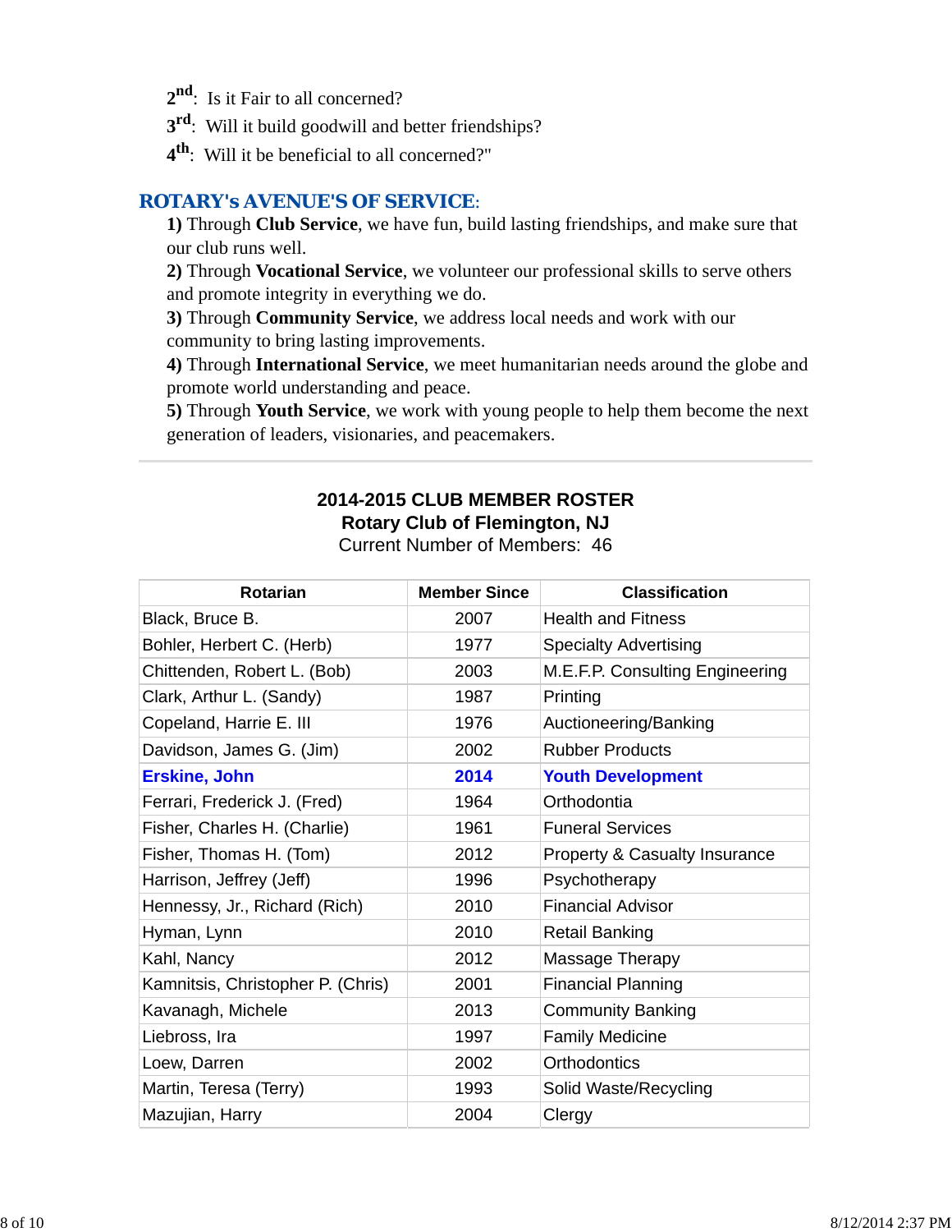2nd: Is it Fair to all concerned?

3rd: Will it build goodwill and better friendships?

4th: Will it be beneficial to all concerned?"

## ROTARY's AVENUE'S OF SERVICE:

**1)** Through **Club Service**, we have fun, build lasting friendships, and make sure that our club runs well.

**2)** Through **Vocational Service**, we volunteer our professional skills to serve others and promote integrity in everything we do.

**3)** Through **Community Service**, we address local needs and work with our community to bring lasting improvements.

**4)** Through **International Service**, we meet humanitarian needs around the globe and promote world understanding and peace.

**5)** Through **Youth Service**, we work with young people to help them become the next generation of leaders, visionaries, and peacemakers.

---

**2014-2015 CLUB MEMBER ROSTER**
**Rotary Club of Flemington, NJ**
Current Number of Members: 46

| Rotarian | Member Since | Classification |
|---|---|---|
| Black, Bruce B. | 2007 | Health and Fitness |
| Bohler, Herbert C. (Herb) | 1977 | Specialty Advertising |
| Chittenden, Robert L. (Bob) | 2003 | M.E.F.P. Consulting Engineering |
| Clark, Arthur L. (Sandy) | 1987 | Printing |
| Copeland, Harrie E. III | 1976 | Auctioneering/Banking |
| Davidson, James G. (Jim) | 2002 | Rubber Products |
| **Erskine, John** | **2014** | **Youth Development** |
| Ferrari, Frederick J. (Fred) | 1964 | Orthodontia |
| Fisher, Charles H. (Charlie) | 1961 | Funeral Services |
| Fisher, Thomas H. (Tom) | 2012 | Property & Casualty Insurance |
| Harrison, Jeffrey (Jeff) | 1996 | Psychotherapy |
| Hennessy, Jr., Richard (Rich) | 2010 | Financial Advisor |
| Hyman, Lynn | 2010 | Retail Banking |
| Kahl, Nancy | 2012 | Massage Therapy |
| Kamnitsis, Christopher P. (Chris) | 2001 | Financial Planning |
| Kavanagh, Michele | 2013 | Community Banking |
| Liebross, Ira | 1997 | Family Medicine |
| Loew, Darren | 2002 | Orthodontics |
| Martin, Teresa (Terry) | 1993 | Solid Waste/Recycling |
| Mazujian, Harry | 2004 | Clergy |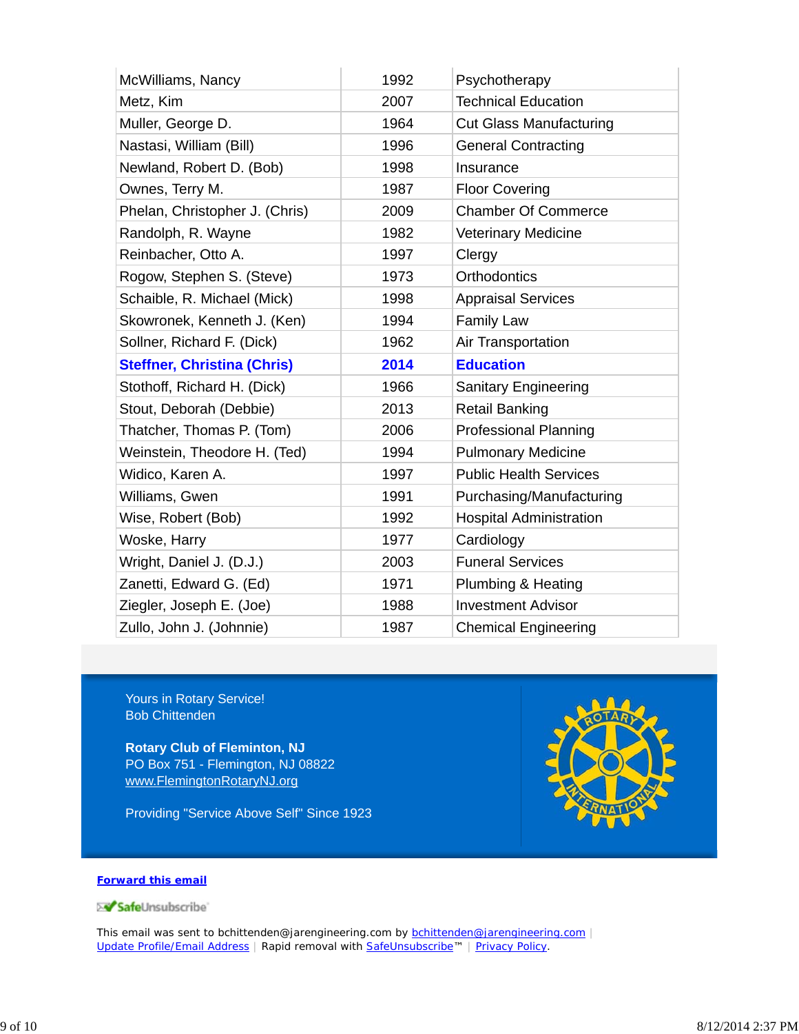| McWilliams, Nancy | 1992 | Psychotherapy |
|---|---|---|
| Metz, Kim | 2007 | Technical Education |
| Muller, George D. | 1964 | Cut Glass Manufacturing |
| Nastasi, William (Bill) | 1996 | General Contracting |
| Newland, Robert D. (Bob) | 1998 | Insurance |
| Ownes, Terry M. | 1987 | Floor Covering |
| Phelan, Christopher J. (Chris) | 2009 | Chamber Of Commerce |
| Randolph, R. Wayne | 1982 | Veterinary Medicine |
| Reinbacher, Otto A. | 1997 | Clergy |
| Rogow, Stephen S. (Steve) | 1973 | Orthodontics |
| Schaible, R. Michael (Mick) | 1998 | Appraisal Services |
| Skowronek, Kenneth J. (Ken) | 1994 | Family Law |
| Sollner, Richard F. (Dick) | 1962 | Air Transportation |
| **Steffner, Christina (Chris)** | **2014** | **Education** |
| Stothoff, Richard H. (Dick) | 1966 | Sanitary Engineering |
| Stout, Deborah (Debbie) | 2013 | Retail Banking |
| Thatcher, Thomas P. (Tom) | 2006 | Professional Planning |
| Weinstein, Theodore H. (Ted) | 1994 | Pulmonary Medicine |
| Widico, Karen A. | 1997 | Public Health Services |
| Williams, Gwen | 1991 | Purchasing/Manufacturing |
| Wise, Robert (Bob) | 1992 | Hospital Administration |
| Woske, Harry | 1977 | Cardiology |
| Wright, Daniel J. (D.J.) | 2003 | Funeral Services |
| Zanetti, Edward G. (Ed) | 1971 | Plumbing & Heating |
| Ziegler, Joseph E. (Joe) | 1988 | Investment Advisor |
| Zullo, John J. (Johnnie) | 1987 | Chemical Engineering |

Yours in Rotary Service!
Bob Chittenden

**Rotary Club of Fleminton, NJ**
PO Box 751 - Flemington, NJ 08822
www.FlemingtonRotaryNJ.org

Providing "Service Above Self" Since 1923

**Forward this email**

SafeUnsubscribe

This email was sent to bchittenden@jarengineering.com by bchittenden@jarengineering.com | Update Profile/Email Address | Rapid removal with SafeUnsubscribe™ | Privacy Policy.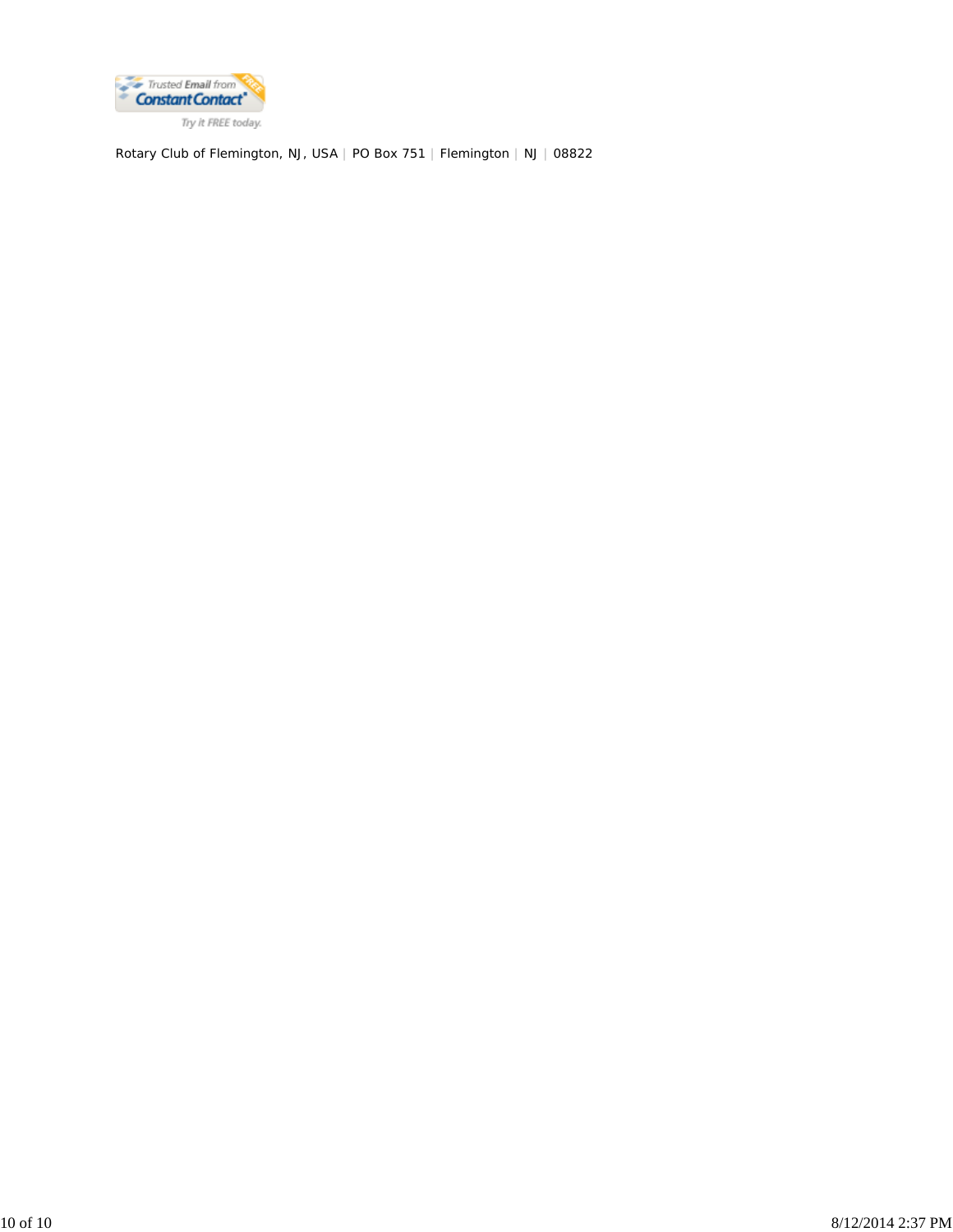Trusted Email from Constant Contact

Try it FREE today.

Rotary Club of Flemington, NJ, USA | PO Box 751 | Flemington | NJ | 08822